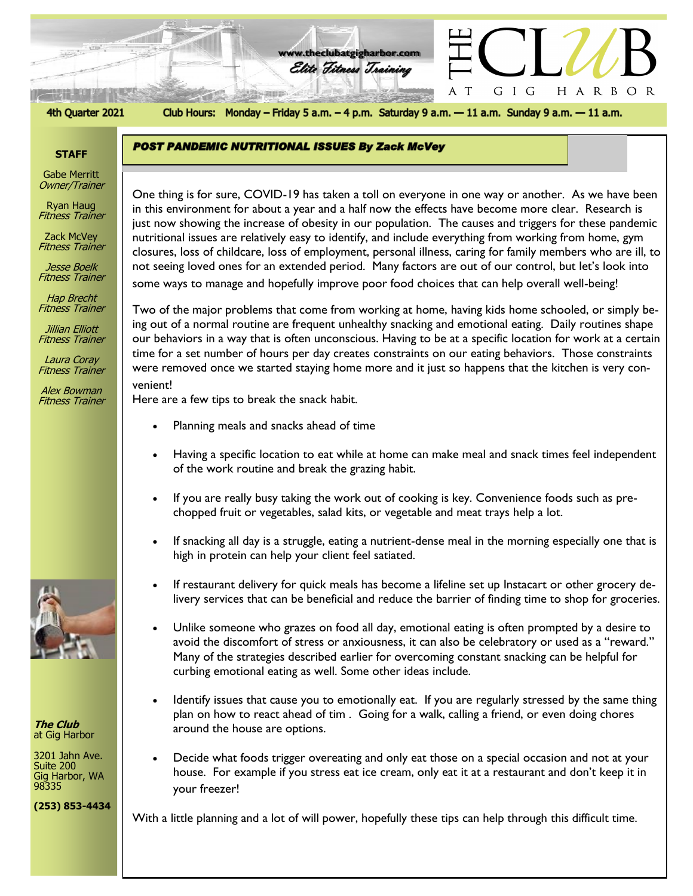# THE CLUB AT GIG HARBOR

www.theclubatgigharbor.com

*Elite Fitness Training*

**4th Quarter 2021** — **Club Hours:** Monday – Friday 5 a.m. – 4 p.m. Saturday 9 a.m. — 11 a.m. Sunday 9 a.m. — 11 a.m.

**STAFF**

Gabe Merritt
*Owner/Trainer*

Ryan Haug
*Fitness Trainer*

Zack McVey
*Fitness Trainer*

*Jesse Boelk*
*Fitness Trainer*

*Hap Brecht*
*Fitness Trainer*

*Jillian Elliott*
*Fitness Trainer*

*Laura Coray*
*Fitness Trainer*

*Alex Bowman*
*Fitness Trainer*

***The Club***
at Gig Harbor

3201 Jahn Ave.
Suite 200
Gig Harbor, WA
98335

**(253) 853-4434**

## *POST PANDEMIC NUTRITIONAL ISSUES By Zack McVey*

One thing is for sure, COVID-19 has taken a toll on everyone in one way or another. As we have been in this environment for about a year and a half now the effects have become more clear. Research is just now showing the increase of obesity in our population. The causes and triggers for these pandemic nutritional issues are relatively easy to identify, and include everything from working from home, gym closures, loss of childcare, loss of employment, personal illness, caring for family members who are ill, to not seeing loved ones for an extended period. Many factors are out of our control, but let's look into some ways to manage and hopefully improve poor food choices that can help overall well-being!

Two of the major problems that come from working at home, having kids home schooled, or simply being out of a normal routine are frequent unhealthy snacking and emotional eating. Daily routines shape our behaviors in a way that is often unconscious. Having to be at a specific location for work at a certain time for a set number of hours per day creates constraints on our eating behaviors. Those constraints were removed once we started staying home more and it just so happens that the kitchen is very convenient!

Here are a few tips to break the snack habit.

- Planning meals and snacks ahead of time
- Having a specific location to eat while at home can make meal and snack times feel independent of the work routine and break the grazing habit.
- If you are really busy taking the work out of cooking is key. Convenience foods such as pre-chopped fruit or vegetables, salad kits, or vegetable and meat trays help a lot.
- If snacking all day is a struggle, eating a nutrient-dense meal in the morning especially one that is high in protein can help your client feel satiated.
- If restaurant delivery for quick meals has become a lifeline set up Instacart or other grocery delivery services that can be beneficial and reduce the barrier of finding time to shop for groceries.
- Unlike someone who grazes on food all day, emotional eating is often prompted by a desire to avoid the discomfort of stress or anxiousness, it can also be celebratory or used as a "reward." Many of the strategies described earlier for overcoming constant snacking can be helpful for curbing emotional eating as well. Some other ideas include.
- Identify issues that cause you to emotionally eat. If you are regularly stressed by the same thing plan on how to react ahead of tim . Going for a walk, calling a friend, or even doing chores around the house are options.
- Decide what foods trigger overeating and only eat those on a special occasion and not at your house. For example if you stress eat ice cream, only eat it at a restaurant and don't keep it in your freezer!

With a little planning and a lot of will power, hopefully these tips can help through this difficult time.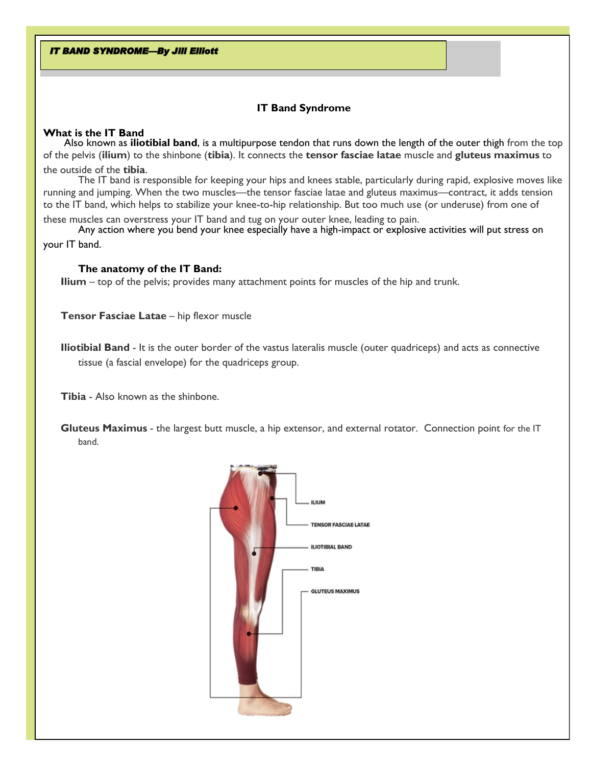*IT BAND SYNDROME—By Jill Elliott*

## IT Band Syndrome

### What is the IT Band

Also known as **iliotibial band**, is a multipurpose tendon that runs down the length of the outer thigh from the top of the pelvis (**ilium**) to the shinbone (**tibia**). It connects the **tensor fasciae latae** muscle and **gluteus maximus** to the outside of the **tibia**.

The IT band is responsible for keeping your hips and knees stable, particularly during rapid, explosive moves like running and jumping. When the two muscles—the tensor fasciae latae and gluteus maximus—contract, it adds tension to the IT band, which helps to stabilize your knee-to-hip relationship. But too much use (or underuse) from one of these muscles can overstress your IT band and tug on your outer knee, leading to pain.

Any action where you bend your knee especially have a high-impact or explosive activities will put stress on your IT band.

**The anatomy of the IT Band:**

**Ilium** – top of the pelvis; provides many attachment points for muscles of the hip and trunk.

**Tensor Fasciae Latae** – hip flexor muscle

**Iliotibial Band** - It is the outer border of the vastus lateralis muscle (outer quadriceps) and acts as connective tissue (a fascial envelope) for the quadriceps group.

**Tibia** - Also known as the shinbone.

**Gluteus Maximus** - the largest butt muscle, a hip extensor, and external rotator. Connection point for the IT band.

ILIUM

TENSOR FASCIAE LATAE

ILIOTIBIAL BAND

TIBIA

GLUTEUS MAXIMUS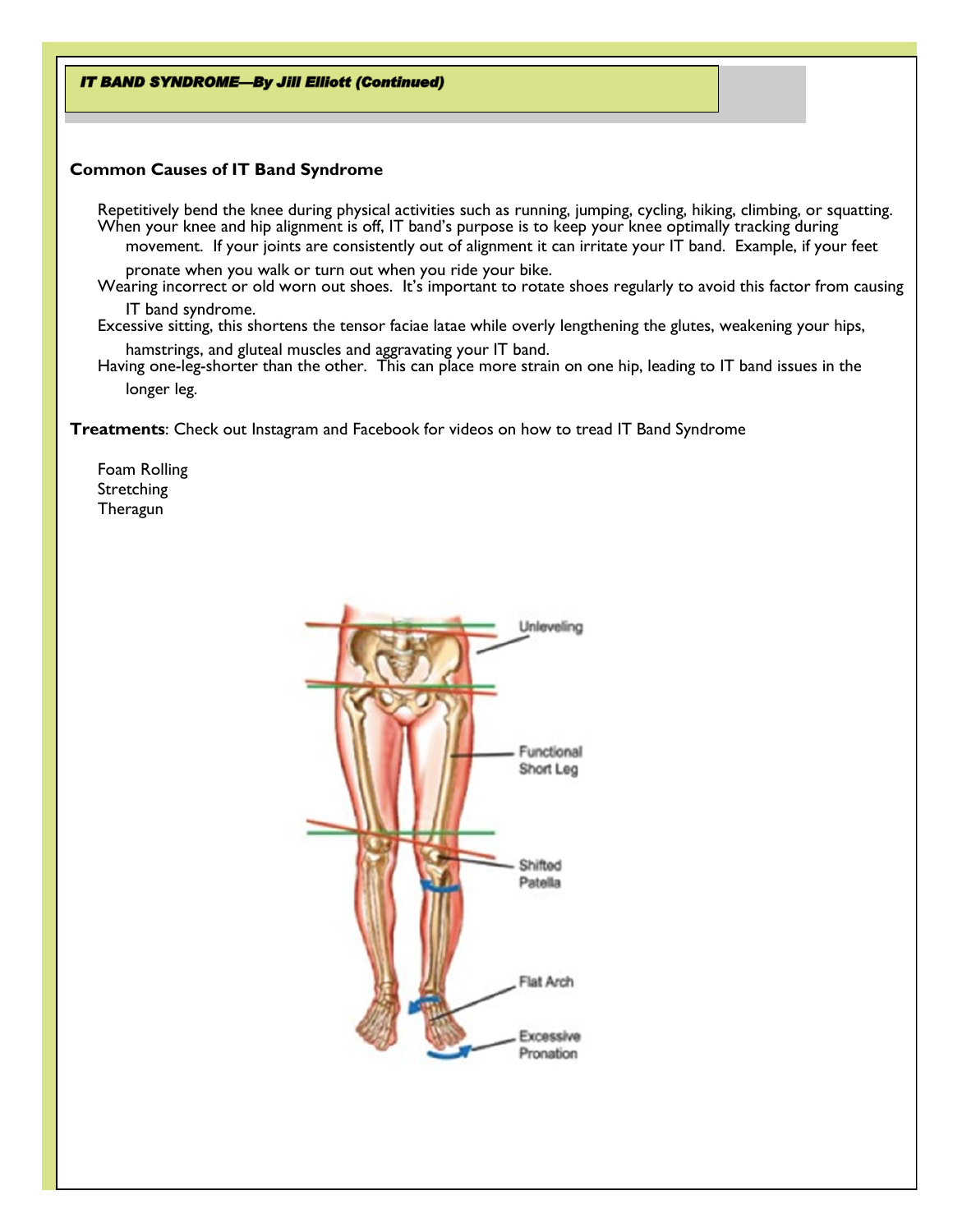***IT BAND SYNDROME—By Jill Elliott (Continued)***

**Common Causes of IT Band Syndrome**

- Repetitively bend the knee during physical activities such as running, jumping, cycling, hiking, climbing, or squatting.
- When your knee and hip alignment is off, IT band's purpose is to keep your knee optimally tracking during movement. If your joints are consistently out of alignment it can irritate your IT band. Example, if your feet pronate when you walk or turn out when you ride your bike.
- Wearing incorrect or old worn out shoes. It's important to rotate shoes regularly to avoid this factor from causing IT band syndrome.
- Excessive sitting, this shortens the tensor faciae latae while overly lengthening the glutes, weakening your hips, hamstrings, and gluteal muscles and aggravating your IT band.
- Having one-leg-shorter than the other. This can place more strain on one hip, leading to IT band issues in the longer leg.

**Treatments**: Check out Instagram and Facebook for videos on how to tread IT Band Syndrome

- Foam Rolling
- Stretching
- Theragun

Unleveling

Functional Short Leg

Shifted Patella

Flat Arch

Excessive Pronation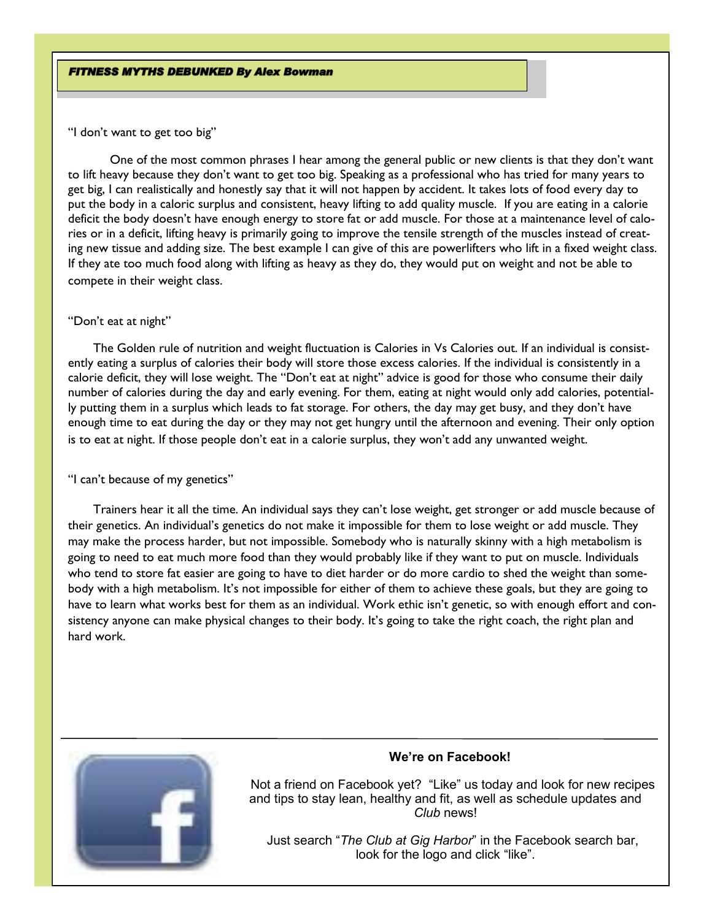## *FITNESS MYTHS DEBUNKED By Alex Bowman*

"I don't want to get too big"

One of the most common phrases I hear among the general public or new clients is that they don't want to lift heavy because they don't want to get too big. Speaking as a professional who has tried for many years to get big, I can realistically and honestly say that it will not happen by accident. It takes lots of food every day to put the body in a caloric surplus and consistent, heavy lifting to add quality muscle. If you are eating in a calorie deficit the body doesn't have enough energy to store fat or add muscle. For those at a maintenance level of calories or in a deficit, lifting heavy is primarily going to improve the tensile strength of the muscles instead of creating new tissue and adding size. The best example I can give of this are powerlifters who lift in a fixed weight class. If they ate too much food along with lifting as heavy as they do, they would put on weight and not be able to compete in their weight class.

"Don't eat at night"

The Golden rule of nutrition and weight fluctuation is Calories in Vs Calories out. If an individual is consistently eating a surplus of calories their body will store those excess calories. If the individual is consistently in a calorie deficit, they will lose weight. The "Don't eat at night" advice is good for those who consume their daily number of calories during the day and early evening. For them, eating at night would only add calories, potentially putting them in a surplus which leads to fat storage. For others, the day may get busy, and they don't have enough time to eat during the day or they may not get hungry until the afternoon and evening. Their only option is to eat at night. If those people don't eat in a calorie surplus, they won't add any unwanted weight.

"I can't because of my genetics"

Trainers hear it all the time. An individual says they can't lose weight, get stronger or add muscle because of their genetics. An individual's genetics do not make it impossible for them to lose weight or add muscle. They may make the process harder, but not impossible. Somebody who is naturally skinny with a high metabolism is going to need to eat much more food than they would probably like if they want to put on muscle. Individuals who tend to store fat easier are going to have to diet harder or do more cardio to shed the weight than somebody with a high metabolism. It's not impossible for either of them to achieve these goals, but they are going to have to learn what works best for them as an individual. Work ethic isn't genetic, so with enough effort and consistency anyone can make physical changes to their body. It's going to take the right coach, the right plan and hard work.

---

**We're on Facebook!**

Not a friend on Facebook yet? "Like" us today and look for new recipes and tips to stay lean, healthy and fit, as well as schedule updates and *Club* news!

Just search "*The Club at Gig Harbor*" in the Facebook search bar, look for the logo and click "like".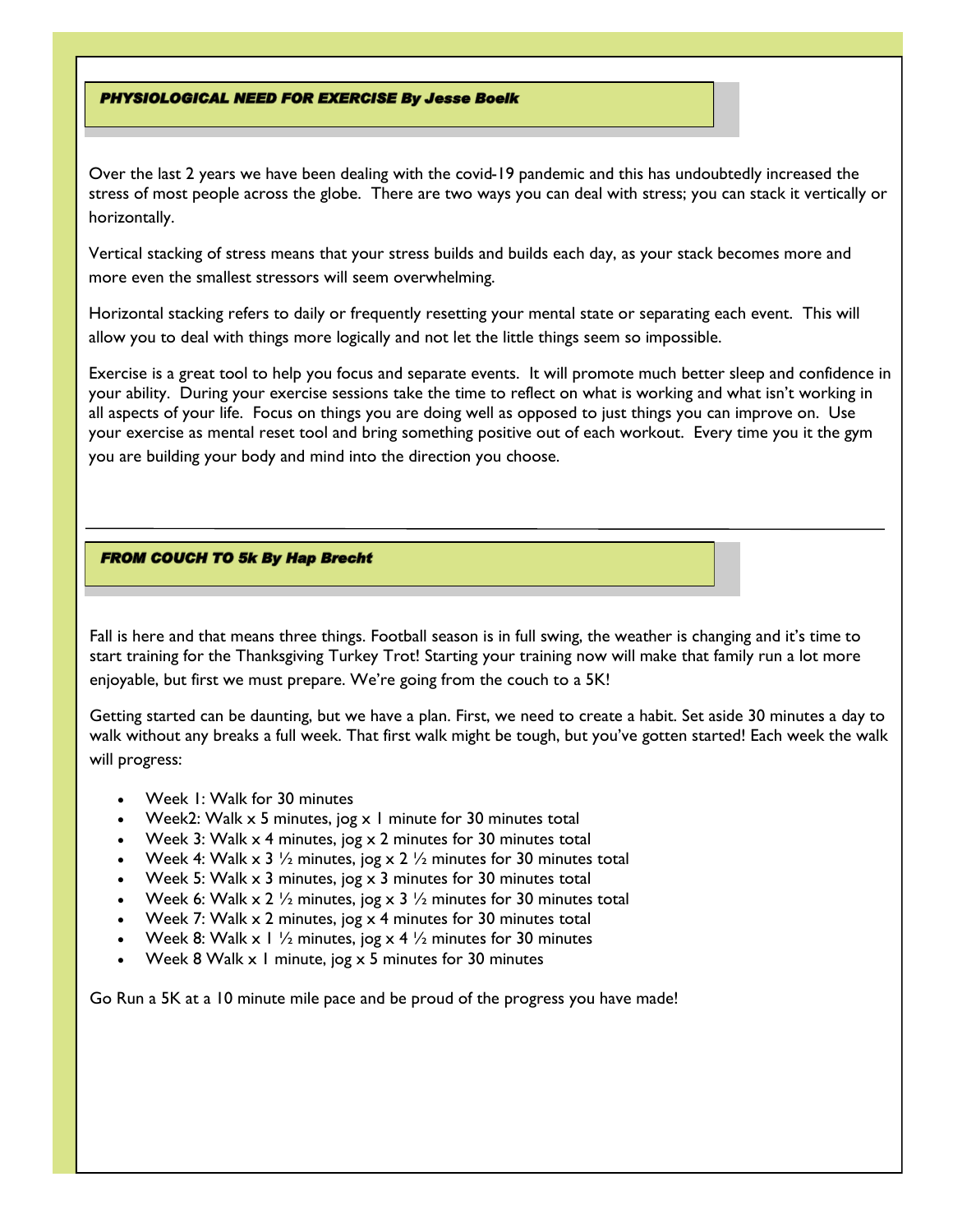## *PHYSIOLOGICAL NEED FOR EXERCISE By Jesse Boelk*

Over the last 2 years we have been dealing with the covid-19 pandemic and this has undoubtedly increased the stress of most people across the globe. There are two ways you can deal with stress; you can stack it vertically or horizontally.

Vertical stacking of stress means that your stress builds and builds each day, as your stack becomes more and more even the smallest stressors will seem overwhelming.

Horizontal stacking refers to daily or frequently resetting your mental state or separating each event. This will allow you to deal with things more logically and not let the little things seem so impossible.

Exercise is a great tool to help you focus and separate events. It will promote much better sleep and confidence in your ability. During your exercise sessions take the time to reflect on what is working and what isn't working in all aspects of your life. Focus on things you are doing well as opposed to just things you can improve on. Use your exercise as mental reset tool and bring something positive out of each workout. Every time you it the gym you are building your body and mind into the direction you choose.

---

## *FROM COUCH TO 5k By Hap Brecht*

Fall is here and that means three things. Football season is in full swing, the weather is changing and it's time to start training for the Thanksgiving Turkey Trot! Starting your training now will make that family run a lot more enjoyable, but first we must prepare. We're going from the couch to a 5K!

Getting started can be daunting, but we have a plan. First, we need to create a habit. Set aside 30 minutes a day to walk without any breaks a full week. That first walk might be tough, but you've gotten started! Each week the walk will progress:

- Week 1: Walk for 30 minutes
- Week2: Walk x 5 minutes, jog x 1 minute for 30 minutes total
- Week 3: Walk x 4 minutes, jog x 2 minutes for 30 minutes total
- Week 4: Walk x 3 ½ minutes, jog x 2 ½ minutes for 30 minutes total
- Week 5: Walk x 3 minutes, jog x 3 minutes for 30 minutes total
- Week 6: Walk x 2 ½ minutes, jog x 3 ½ minutes for 30 minutes total
- Week 7: Walk x 2 minutes, jog x 4 minutes for 30 minutes total
- Week 8: Walk x 1 ½ minutes, jog x 4 ½ minutes for 30 minutes
- Week 8 Walk x 1 minute, jog x 5 minutes for 30 minutes

Go Run a 5K at a 10 minute mile pace and be proud of the progress you have made!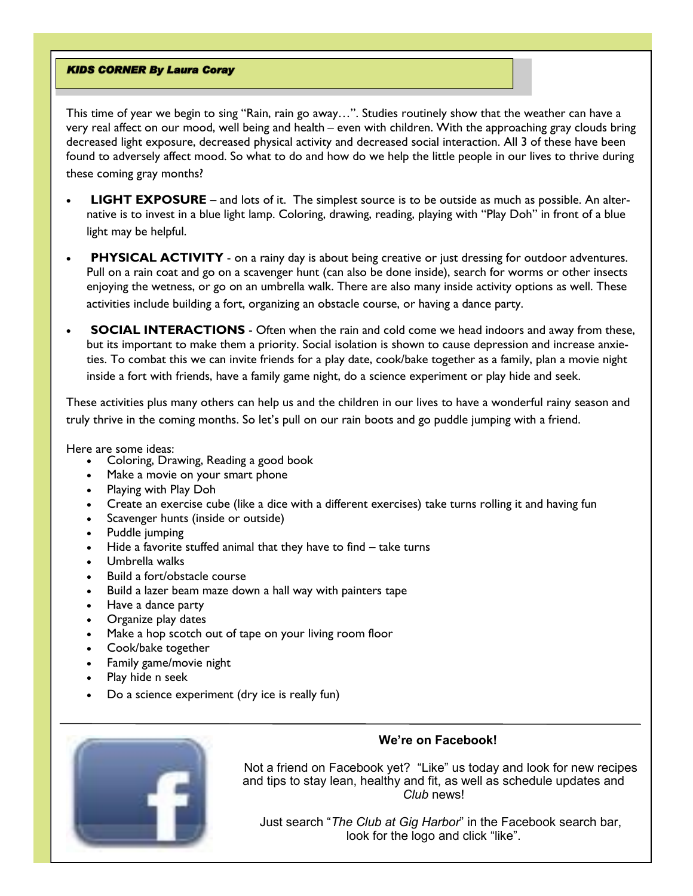## *KIDS CORNER By Laura Coray*

This time of year we begin to sing "Rain, rain go away…". Studies routinely show that the weather can have a very real affect on our mood, well being and health – even with children. With the approaching gray clouds bring decreased light exposure, decreased physical activity and decreased social interaction. All 3 of these have been found to adversely affect mood. So what to do and how do we help the little people in our lives to thrive during these coming gray months?

- **LIGHT EXPOSURE** – and lots of it. The simplest source is to be outside as much as possible. An alternative is to invest in a blue light lamp. Coloring, drawing, reading, playing with "Play Doh" in front of a blue light may be helpful.
- **PHYSICAL ACTIVITY** - on a rainy day is about being creative or just dressing for outdoor adventures. Pull on a rain coat and go on a scavenger hunt (can also be done inside), search for worms or other insects enjoying the wetness, or go on an umbrella walk. There are also many inside activity options as well. These activities include building a fort, organizing an obstacle course, or having a dance party.
- **SOCIAL INTERACTIONS** - Often when the rain and cold come we head indoors and away from these, but its important to make them a priority. Social isolation is shown to cause depression and increase anxieties. To combat this we can invite friends for a play date, cook/bake together as a family, plan a movie night inside a fort with friends, have a family game night, do a science experiment or play hide and seek.

These activities plus many others can help us and the children in our lives to have a wonderful rainy season and truly thrive in the coming months. So let's pull on our rain boots and go puddle jumping with a friend.

Here are some ideas:

- Coloring, Drawing, Reading a good book
- Make a movie on your smart phone
- Playing with Play Doh
- Create an exercise cube (like a dice with a different exercises) take turns rolling it and having fun
- Scavenger hunts (inside or outside)
- Puddle jumping
- Hide a favorite stuffed animal that they have to find – take turns
- Umbrella walks
- Build a fort/obstacle course
- Build a lazer beam maze down a hall way with painters tape
- Have a dance party
- Organize play dates
- Make a hop scotch out of tape on your living room floor
- Cook/bake together
- Family game/movie night
- Play hide n seek
- Do a science experiment (dry ice is really fun)

---

**We're on Facebook!**

Not a friend on Facebook yet? "Like" us today and look for new recipes and tips to stay lean, healthy and fit, as well as schedule updates and *Club* news!

Just search "*The Club at Gig Harbor*" in the Facebook search bar, look for the logo and click "like".